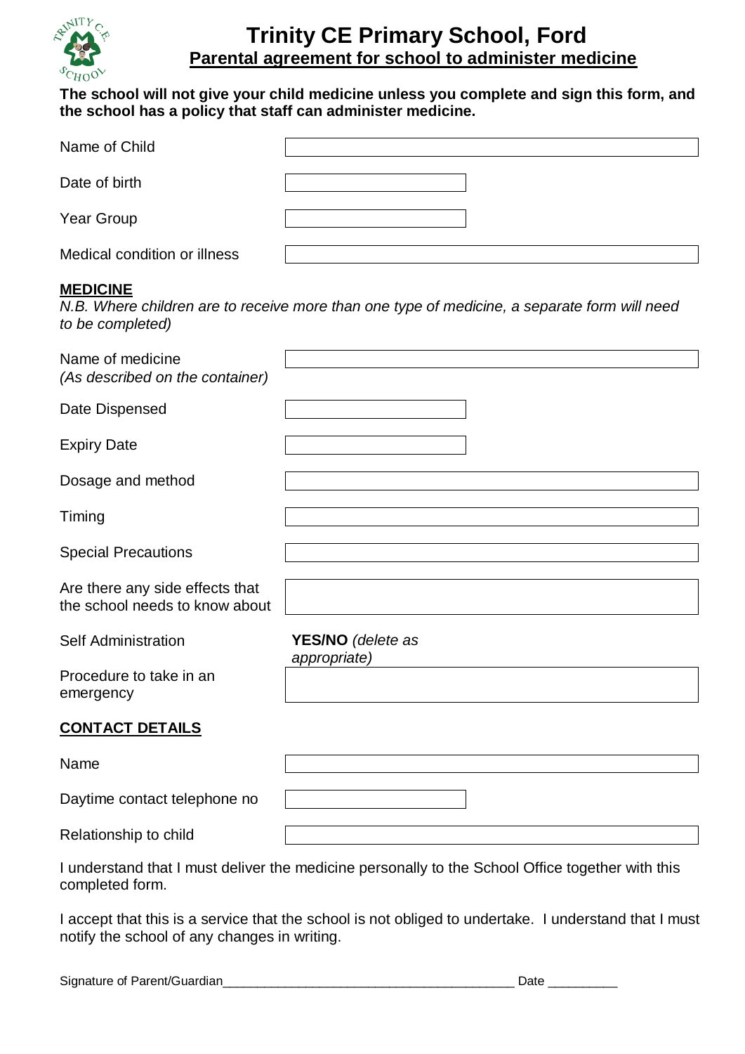# Trinity CE Primary School, Ford

## Parental agreement for school to administer medicine

**The school will not give your child medicine unless you complete and sign this form, and the school has a policy that staff can administer medicine.**

| | |
|---|---|
| Name of Child | |
| Date of birth | |
| Year Group | |
| Medical condition or illness | |

### MEDICINE

*N.B. Where children are to receive more than one type of medicine, a separate form will need to be completed)*

| | |
|---|---|
| Name of medicine *(As described on the container)* | |
| Date Dispensed | |
| Expiry Date | |
| Dosage and method | |
| Timing | |
| Special Precautions | |
| Are there any side effects that the school needs to know about | |
| Self Administration | **YES/NO** *(delete as appropriate)* |
| Procedure to take in an emergency | |

### CONTACT DETAILS

| | |
|---|---|
| Name | |
| Daytime contact telephone no | |
| Relationship to child | |

I understand that I must deliver the medicine personally to the School Office together with this completed form.

I accept that this is a service that the school is not obliged to undertake. I understand that I must notify the school of any changes in writing.

Signature of Parent/Guardian_________________________________________ Date __________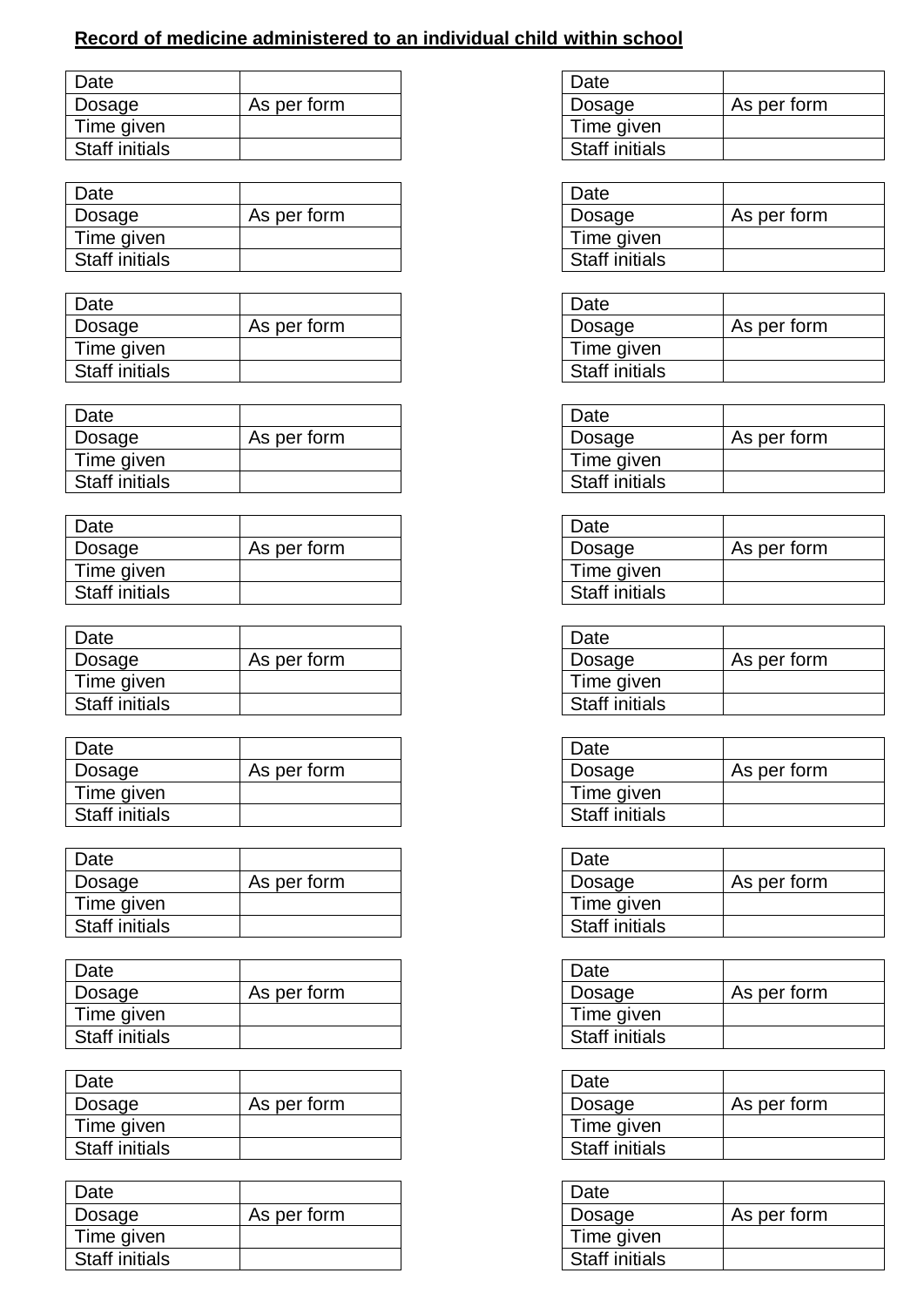**Record of medicine administered to an individual child within school**

| | |
|---|---|
| Date | |
| Dosage | As per form |
| Time given | |
| Staff initials | |

| | |
|---|---|
| Date | |
| Dosage | As per form |
| Time given | |
| Staff initials | |

| | |
|---|---|
| Date | |
| Dosage | As per form |
| Time given | |
| Staff initials | |

| | |
|---|---|
| Date | |
| Dosage | As per form |
| Time given | |
| Staff initials | |

| | |
|---|---|
| Date | |
| Dosage | As per form |
| Time given | |
| Staff initials | |

| | |
|---|---|
| Date | |
| Dosage | As per form |
| Time given | |
| Staff initials | |

| | |
|---|---|
| Date | |
| Dosage | As per form |
| Time given | |
| Staff initials | |

| | |
|---|---|
| Date | |
| Dosage | As per form |
| Time given | |
| Staff initials | |

| | |
|---|---|
| Date | |
| Dosage | As per form |
| Time given | |
| Staff initials | |

| | |
|---|---|
| Date | |
| Dosage | As per form |
| Time given | |
| Staff initials | |

| | |
|---|---|
| Date | |
| Dosage | As per form |
| Time given | |
| Staff initials | |

| | |
|---|---|
| Date | |
| Dosage | As per form |
| Time given | |
| Staff initials | |

| | |
|---|---|
| Date | |
| Dosage | As per form |
| Time given | |
| Staff initials | |

| | |
|---|---|
| Date | |
| Dosage | As per form |
| Time given | |
| Staff initials | |

| | |
|---|---|
| Date | |
| Dosage | As per form |
| Time given | |
| Staff initials | |

| | |
|---|---|
| Date | |
| Dosage | As per form |
| Time given | |
| Staff initials | |

| | |
|---|---|
| Date | |
| Dosage | As per form |
| Time given | |
| Staff initials | |

| | |
|---|---|
| Date | |
| Dosage | As per form |
| Time given | |
| Staff initials | |

| | |
|---|---|
| Date | |
| Dosage | As per form |
| Time given | |
| Staff initials | |

| | |
|---|---|
| Date | |
| Dosage | As per form |
| Time given | |
| Staff initials | |

| | |
|---|---|
| Date | |
| Dosage | As per form |
| Time given | |
| Staff initials | |

| | |
|---|---|
| Date | |
| Dosage | As per form |
| Time given | |
| Staff initials | |